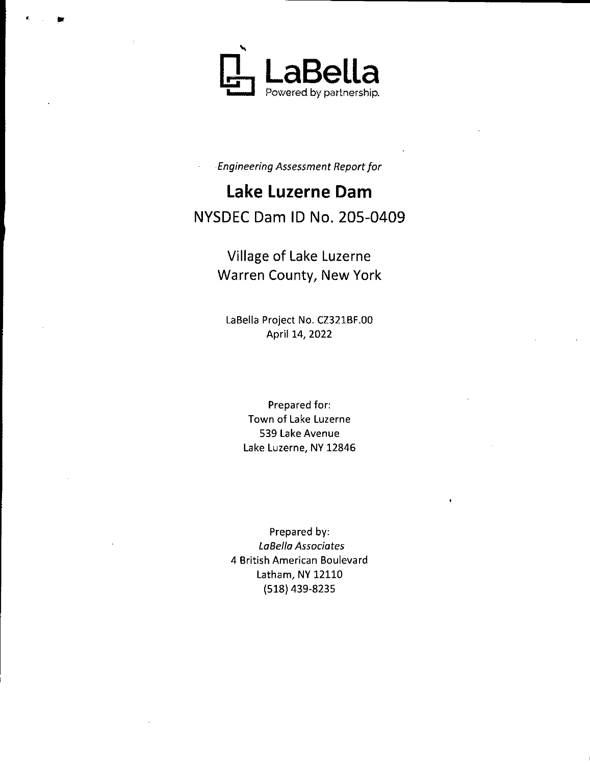LaBella

Powered by partnership.

*Engineering Assessment Report for*

# Lake Luzerne Dam

## NYSDEC Dam ID No. 205-0409

Village of Lake Luzerne
Warren County, New York

LaBella Project No. CZ321BF.00
April 14, 2022

Prepared for:
Town of Lake Luzerne
539 Lake Avenue
Lake Luzerne, NY 12846

Prepared by:
*LaBella Associates*
4 British American Boulevard
Latham, NY 12110
(518) 439-8235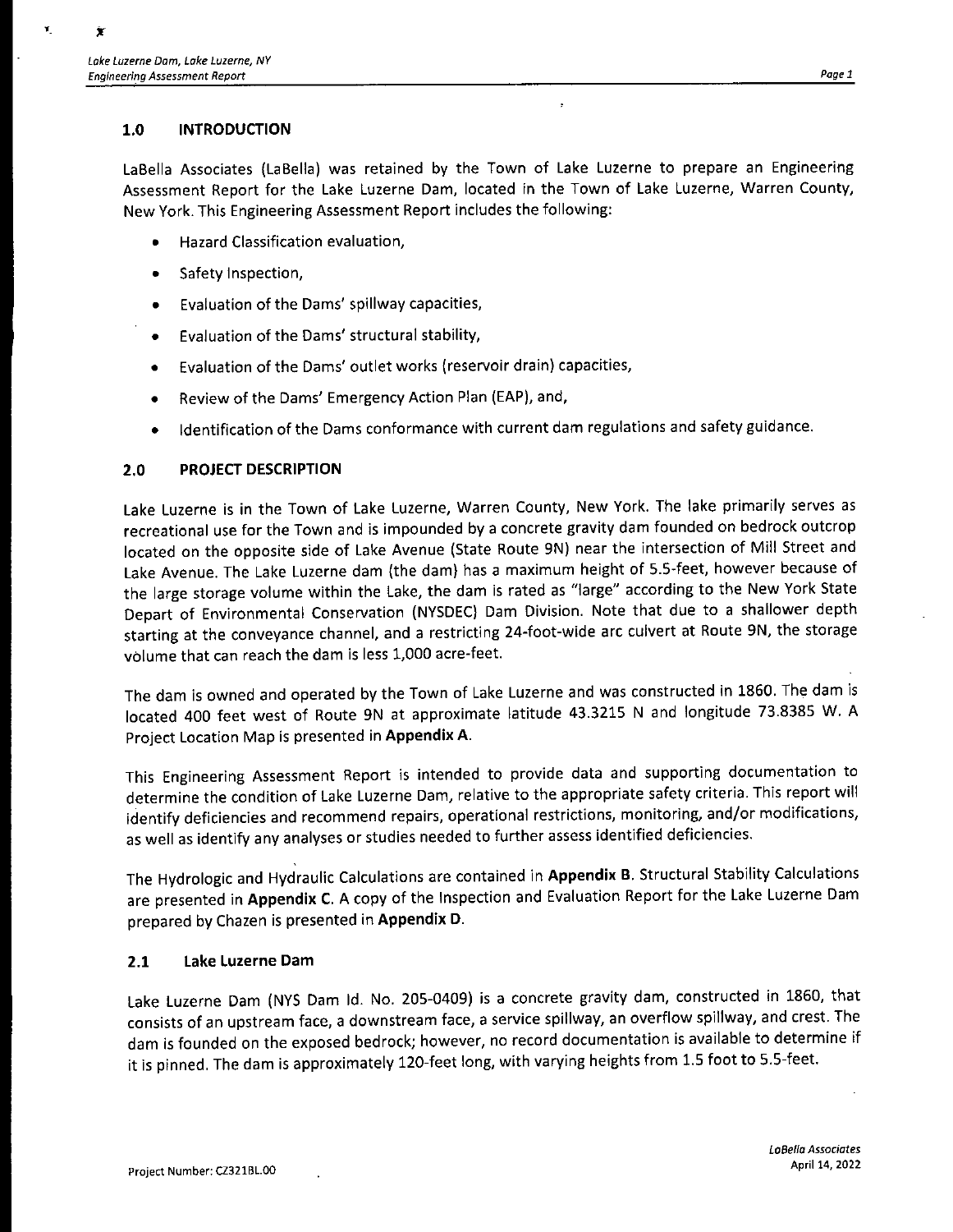## 1.0 INTRODUCTION

LaBella Associates (LaBella) was retained by the Town of Lake Luzerne to prepare an Engineering Assessment Report for the Lake Luzerne Dam, located in the Town of Lake Luzerne, Warren County, New York. This Engineering Assessment Report includes the following:

- Hazard Classification evaluation,
- Safety Inspection,
- Evaluation of the Dams' spillway capacities,
- Evaluation of the Dams' structural stability,
- Evaluation of the Dams' outlet works (reservoir drain) capacities,
- Review of the Dams' Emergency Action Plan (EAP), and,
- Identification of the Dams conformance with current dam regulations and safety guidance.

## 2.0 PROJECT DESCRIPTION

Lake Luzerne is in the Town of Lake Luzerne, Warren County, New York. The lake primarily serves as recreational use for the Town and is impounded by a concrete gravity dam founded on bedrock outcrop located on the opposite side of Lake Avenue (State Route 9N) near the intersection of Mill Street and Lake Avenue. The Lake Luzerne dam (the dam) has a maximum height of 5.5-feet, however because of the large storage volume within the Lake, the dam is rated as "large" according to the New York State Depart of Environmental Conservation (NYSDEC) Dam Division. Note that due to a shallower depth starting at the conveyance channel, and a restricting 24-foot-wide arc culvert at Route 9N, the storage volume that can reach the dam is less 1,000 acre-feet.

The dam is owned and operated by the Town of Lake Luzerne and was constructed in 1860. The dam is located 400 feet west of Route 9N at approximate latitude 43.3215 N and longitude 73.8385 W. A Project Location Map is presented in **Appendix A**.

This Engineering Assessment Report is intended to provide data and supporting documentation to determine the condition of Lake Luzerne Dam, relative to the appropriate safety criteria. This report will identify deficiencies and recommend repairs, operational restrictions, monitoring, and/or modifications, as well as identify any analyses or studies needed to further assess identified deficiencies.

The Hydrologic and Hydraulic Calculations are contained in **Appendix B**. Structural Stability Calculations are presented in **Appendix C**. A copy of the Inspection and Evaluation Report for the Lake Luzerne Dam prepared by Chazen is presented in **Appendix D**.

### 2.1 Lake Luzerne Dam

Lake Luzerne Dam (NYS Dam Id. No. 205-0409) is a concrete gravity dam, constructed in 1860, that consists of an upstream face, a downstream face, a service spillway, an overflow spillway, and crest. The dam is founded on the exposed bedrock; however, no record documentation is available to determine if it is pinned. The dam is approximately 120-feet long, with varying heights from 1.5 foot to 5.5-feet.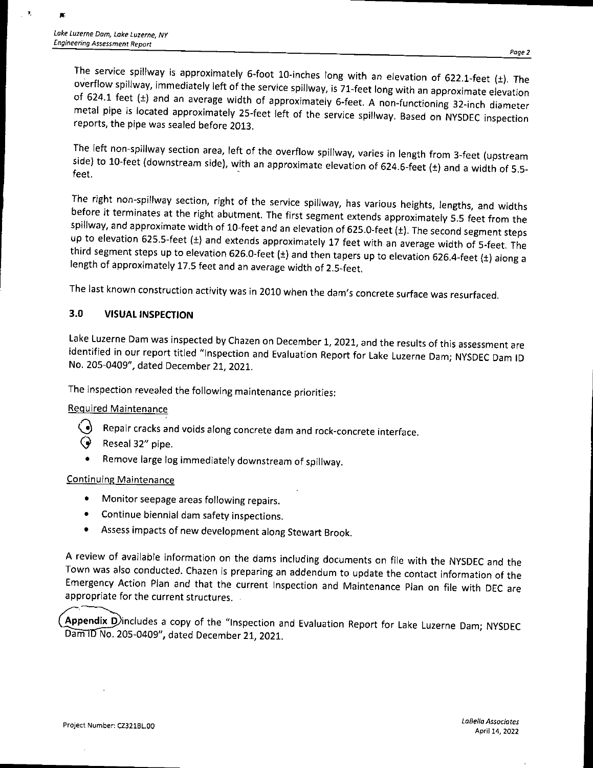The service spillway is approximately 6-foot 10-inches long with an elevation of 622.1-feet (±). The overflow spillway, immediately left of the service spillway, is 71-feet long with an approximate elevation of 624.1 feet (±) and an average width of approximately 6-feet. A non-functioning 32-inch diameter metal pipe is located approximately 25-feet left of the service spillway. Based on NYSDEC inspection reports, the pipe was sealed before 2013.

The left non-spillway section area, left of the overflow spillway, varies in length from 3-feet (upstream side) to 10-feet (downstream side), with an approximate elevation of 624.6-feet (±) and a width of 5.5-feet.

The right non-spillway section, right of the service spillway, has various heights, lengths, and widths before it terminates at the right abutment. The first segment extends approximately 5.5 feet from the spillway, and approximate width of 10-feet and an elevation of 625.0-feet (±). The second segment steps up to elevation 625.5-feet (±) and extends approximately 17 feet with an average width of 5-feet. The third segment steps up to elevation 626.0-feet (±) and then tapers up to elevation 626.4-feet (±) along a length of approximately 17.5 feet and an average width of 2.5-feet.

The last known construction activity was in 2010 when the dam's concrete surface was resurfaced.

## 3.0 VISUAL INSPECTION

Lake Luzerne Dam was inspected by Chazen on December 1, 2021, and the results of this assessment are identified in our report titled "Inspection and Evaluation Report for Lake Luzerne Dam; NYSDEC Dam ID No. 205-0409", dated December 21, 2021.

The inspection revealed the following maintenance priorities:

Required Maintenance

- Repair cracks and voids along concrete dam and rock-concrete interface.
- Reseal 32" pipe.
- Remove large log immediately downstream of spillway.

Continuing Maintenance

- Monitor seepage areas following repairs.
- Continue biennial dam safety inspections.
- Assess impacts of new development along Stewart Brook.

A review of available information on the dams including documents on file with the NYSDEC and the Town was also conducted. Chazen is preparing an addendum to update the contact information of the Emergency Action Plan and that the current Inspection and Maintenance Plan on file with DEC are appropriate for the current structures.

**Appendix D** includes a copy of the "Inspection and Evaluation Report for Lake Luzerne Dam; NYSDEC Dam ID No. 205-0409", dated December 21, 2021.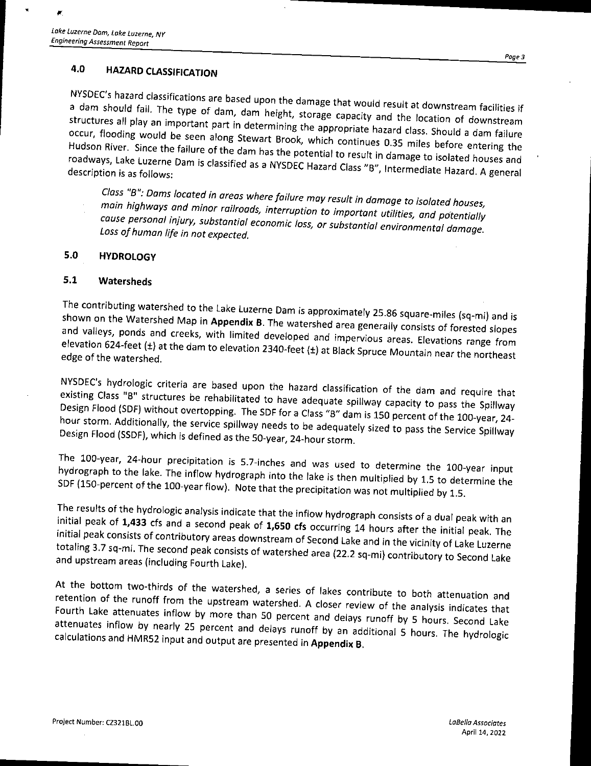## 4.0 HAZARD CLASSIFICATION

NYSDEC's hazard classifications are based upon the damage that would result at downstream facilities if a dam should fail. The type of dam, dam height, storage capacity and the location of downstream structures all play an important part in determining the appropriate hazard class. Should a dam failure occur, flooding would be seen along Stewart Brook, which continues 0.35 miles before entering the Hudson River. Since the failure of the dam has the potential to result in damage to isolated houses and roadways, Lake Luzerne Dam is classified as a NYSDEC Hazard Class "B", Intermediate Hazard. A general description is as follows:

> *Class "B": Dams located in areas where failure may result in damage to isolated houses, main highways and minor railroads, interruption to important utilities, and potentially cause personal injury, substantial economic loss, or substantial environmental damage. Loss of human life in not expected.*

## 5.0 HYDROLOGY

### 5.1 Watersheds

The contributing watershed to the Lake Luzerne Dam is approximately 25.86 square-miles (sq-mi) and is shown on the Watershed Map in **Appendix B**. The watershed area generally consists of forested slopes and valleys, ponds and creeks, with limited developed and impervious areas. Elevations range from elevation 624-feet (±) at the dam to elevation 2340-feet (±) at Black Spruce Mountain near the northeast edge of the watershed.

NYSDEC's hydrologic criteria are based upon the hazard classification of the dam and require that existing Class "B" structures be rehabilitated to have adequate spillway capacity to pass the Spillway Design Flood (SDF) without overtopping. The SDF for a Class "B" dam is 150 percent of the 100-year, 24-hour storm. Additionally, the service spillway needs to be adequately sized to pass the Service Spillway Design Flood (SSDF), which is defined as the 50-year, 24-hour storm.

The 100-year, 24-hour precipitation is 5.7-inches and was used to determine the 100-year input hydrograph to the lake. The inflow hydrograph into the lake is then multiplied by 1.5 to determine the SDF (150-percent of the 100-year flow). Note that the precipitation was not multiplied by 1.5.

The results of the hydrologic analysis indicate that the inflow hydrograph consists of a dual peak with an initial peak of **1,433** cfs and a second peak of **1,650 cfs** occurring 14 hours after the initial peak. The initial peak consists of contributory areas downstream of Second Lake and in the vicinity of Lake Luzerne totaling 3.7 sq-mi. The second peak consists of watershed area (22.2 sq-mi) contributory to Second Lake and upstream areas (including Fourth Lake).

At the bottom two-thirds of the watershed, a series of lakes contribute to both attenuation and retention of the runoff from the upstream watershed. A closer review of the analysis indicates that Fourth Lake attenuates inflow by more than 50 percent and delays runoff by 5 hours. Second Lake attenuates inflow by nearly 25 percent and delays runoff by an additional 5 hours. The hydrologic calculations and HMR52 input and output are presented in **Appendix B**.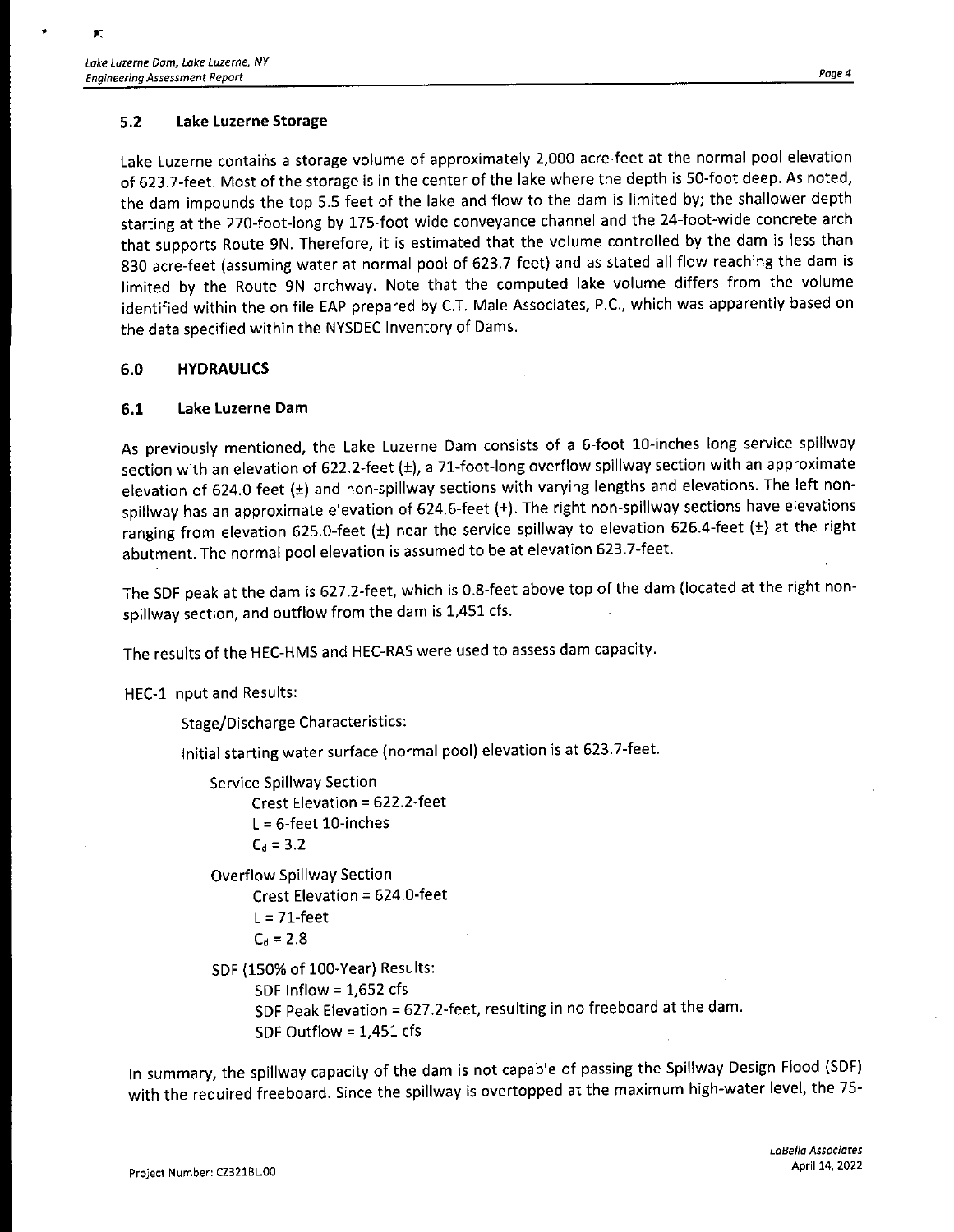### 5.2 Lake Luzerne Storage

Lake Luzerne contains a storage volume of approximately 2,000 acre-feet at the normal pool elevation of 623.7-feet. Most of the storage is in the center of the lake where the depth is 50-foot deep. As noted, the dam impounds the top 5.5 feet of the lake and flow to the dam is limited by; the shallower depth starting at the 270-foot-long by 175-foot-wide conveyance channel and the 24-foot-wide concrete arch that supports Route 9N. Therefore, it is estimated that the volume controlled by the dam is less than 830 acre-feet (assuming water at normal pool of 623.7-feet) and as stated all flow reaching the dam is limited by the Route 9N archway. Note that the computed lake volume differs from the volume identified within the on file EAP prepared by C.T. Male Associates, P.C., which was apparently based on the data specified within the NYSDEC Inventory of Dams.

## 6.0 HYDRAULICS

### 6.1 Lake Luzerne Dam

As previously mentioned, the Lake Luzerne Dam consists of a 6-foot 10-inches long service spillway section with an elevation of 622.2-feet (±), a 71-foot-long overflow spillway section with an approximate elevation of 624.0 feet (±) and non-spillway sections with varying lengths and elevations. The left non-spillway has an approximate elevation of 624.6-feet (±). The right non-spillway sections have elevations ranging from elevation 625.0-feet (±) near the service spillway to elevation 626.4-feet (±) at the right abutment. The normal pool elevation is assumed to be at elevation 623.7-feet.

The SDF peak at the dam is 627.2-feet, which is 0.8-feet above top of the dam (located at the right non-spillway section, and outflow from the dam is 1,451 cfs.

The results of the HEC-HMS and HEC-RAS were used to assess dam capacity.

HEC-1 Input and Results:

Stage/Discharge Characteristics:

Initial starting water surface (normal pool) elevation is at 623.7-feet.

Service Spillway Section
- Crest Elevation = 622.2-feet
- L = 6-feet 10-inches
- $C_d$ = 3.2

Overflow Spillway Section
- Crest Elevation = 624.0-feet
- L = 71-feet
- $C_d$ = 2.8

SDF (150% of 100-Year) Results:
- SDF Inflow = 1,652 cfs
- SDF Peak Elevation = 627.2-feet, resulting in no freeboard at the dam.
- SDF Outflow = 1,451 cfs

In summary, the spillway capacity of the dam is not capable of passing the Spillway Design Flood (SDF) with the required freeboard. Since the spillway is overtopped at the maximum high-water level, the 75-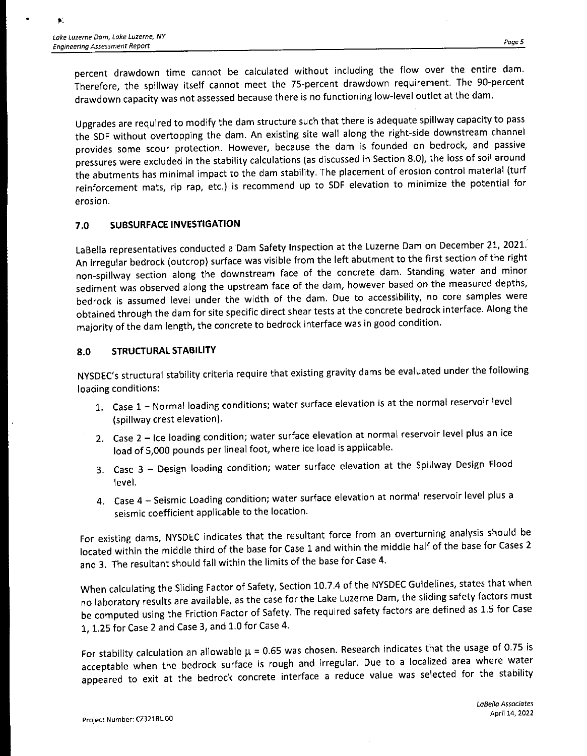percent drawdown time cannot be calculated without including the flow over the entire dam. Therefore, the spillway itself cannot meet the 75-percent drawdown requirement. The 90-percent drawdown capacity was not assessed because there is no functioning low-level outlet at the dam.

Upgrades are required to modify the dam structure such that there is adequate spillway capacity to pass the SDF without overtopping the dam. An existing site wall along the right-side downstream channel provides some scour protection. However, because the dam is founded on bedrock, and passive pressures were excluded in the stability calculations (as discussed in Section 8.0), the loss of soil around the abutments has minimal impact to the dam stability. The placement of erosion control material (turf reinforcement mats, rip rap, etc.) is recommend up to SDF elevation to minimize the potential for erosion.

## 7.0 SUBSURFACE INVESTIGATION

LaBella representatives conducted a Dam Safety Inspection at the Luzerne Dam on December 21, 2021. An irregular bedrock (outcrop) surface was visible from the left abutment to the first section of the right non-spillway section along the downstream face of the concrete dam. Standing water and minor sediment was observed along the upstream face of the dam, however based on the measured depths, bedrock is assumed level under the width of the dam. Due to accessibility, no core samples were obtained through the dam for site specific direct shear tests at the concrete bedrock interface. Along the majority of the dam length, the concrete to bedrock interface was in good condition.

## 8.0 STRUCTURAL STABILITY

NYSDEC's structural stability criteria require that existing gravity dams be evaluated under the following loading conditions:

1. Case 1 – Normal loading conditions; water surface elevation is at the normal reservoir level (spillway crest elevation).
2. Case 2 – Ice loading condition; water surface elevation at normal reservoir level plus an ice load of 5,000 pounds per lineal foot, where ice load is applicable.
3. Case 3 – Design loading condition; water surface elevation at the Spillway Design Flood level.
4. Case 4 – Seismic Loading condition; water surface elevation at normal reservoir level plus a seismic coefficient applicable to the location.

For existing dams, NYSDEC indicates that the resultant force from an overturning analysis should be located within the middle third of the base for Case 1 and within the middle half of the base for Cases 2 and 3. The resultant should fall within the limits of the base for Case 4.

When calculating the Sliding Factor of Safety, Section 10.7.4 of the NYSDEC Guidelines, states that when no laboratory results are available, as the case for the Lake Luzerne Dam, the sliding safety factors must be computed using the Friction Factor of Safety. The required safety factors are defined as 1.5 for Case 1, 1.25 for Case 2 and Case 3, and 1.0 for Case 4.

For stability calculation an allowable $\mu = 0.65$ was chosen. Research indicates that the usage of 0.75 is acceptable when the bedrock surface is rough and irregular. Due to a localized area where water appeared to exit at the bedrock concrete interface a reduce value was selected for the stability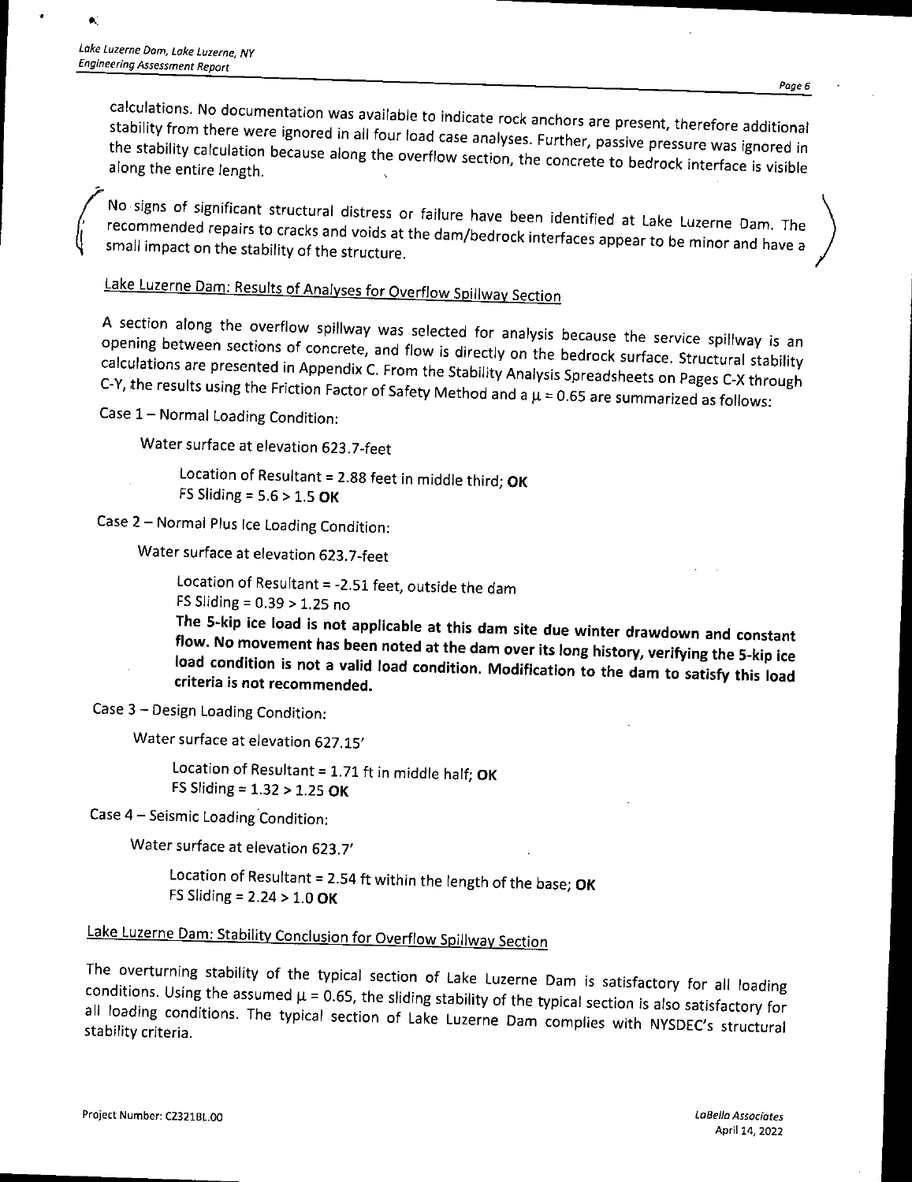calculations. No documentation was available to indicate rock anchors are present, therefore additional stability from there were ignored in all four load case analyses. Further, passive pressure was ignored in the stability calculation because along the overflow section, the concrete to bedrock interface is visible along the entire length.

No signs of significant structural distress or failure have been identified at Lake Luzerne Dam. The recommended repairs to cracks and voids at the dam/bedrock interfaces appear to be minor and have a small impact on the stability of the structure.

## Lake Luzerne Dam: Results of Analyses for Overflow Spillway Section

A section along the overflow spillway was selected for analysis because the service spillway is an opening between sections of concrete, and flow is directly on the bedrock surface. Structural stability calculations are presented in Appendix C. From the Stability Analysis Spreadsheets on Pages C-X through C-Y, the results using the Friction Factor of Safety Method and a $\mu = 0.65$ are summarized as follows:

Case 1 – Normal Loading Condition:

Water surface at elevation 623.7-feet

Location of Resultant = 2.88 feet in middle third; **OK**
FS Sliding = 5.6 > 1.5 **OK**

Case 2 – Normal Plus Ice Loading Condition:

Water surface at elevation 623.7-feet

Location of Resultant = -2.51 feet, outside the dam
FS Sliding = 0.39 > 1.25 no
**The 5-kip ice load is not applicable at this dam site due winter drawdown and constant flow. No movement has been noted at the dam over its long history, verifying the 5-kip ice load condition is not a valid load condition. Modification to the dam to satisfy this load criteria is not recommended.**

Case 3 – Design Loading Condition:

Water surface at elevation 627.15'

Location of Resultant = 1.71 ft in middle half; **OK**
FS Sliding = 1.32 > 1.25 **OK**

Case 4 – Seismic Loading Condition:

Water surface at elevation 623.7'

Location of Resultant = 2.54 ft within the length of the base; **OK**
FS Sliding = 2.24 > 1.0 **OK**

## Lake Luzerne Dam: Stability Conclusion for Overflow Spillway Section

The overturning stability of the typical section of Lake Luzerne Dam is satisfactory for all loading conditions. Using the assumed $\mu = 0.65$, the sliding stability of the typical section is also satisfactory for all loading conditions. The typical section of Lake Luzerne Dam complies with NYSDEC's structural stability criteria.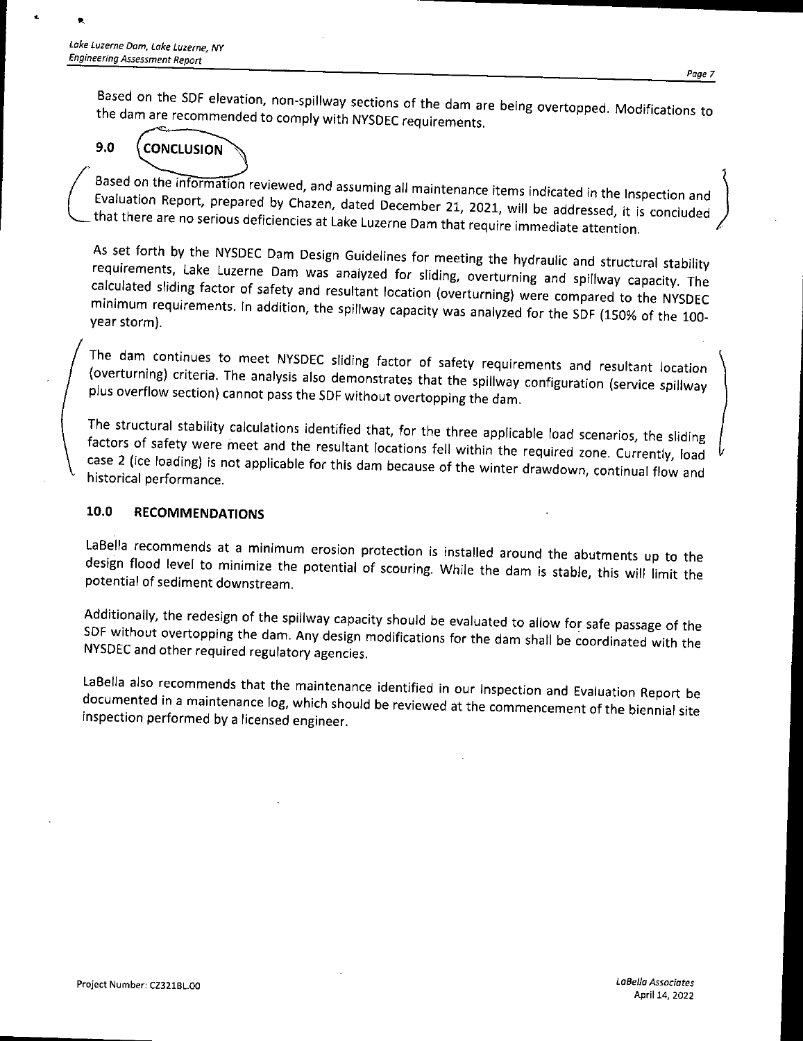Based on the SDF elevation, non-spillway sections of the dam are being overtopped. Modifications to the dam are recommended to comply with NYSDEC requirements.

## 9.0 CONCLUSION

Based on the information reviewed, and assuming all maintenance items indicated in the Inspection and Evaluation Report, prepared by Chazen, dated December 21, 2021, will be addressed, it is concluded that there are no serious deficiencies at Lake Luzerne Dam that require immediate attention.

As set forth by the NYSDEC Dam Design Guidelines for meeting the hydraulic and structural stability requirements, Lake Luzerne Dam was analyzed for sliding, overturning and spillway capacity. The calculated sliding factor of safety and resultant location (overturning) were compared to the NYSDEC minimum requirements. In addition, the spillway capacity was analyzed for the SDF (150% of the 100-year storm).

The dam continues to meet NYSDEC sliding factor of safety requirements and resultant location (overturning) criteria. The analysis also demonstrates that the spillway configuration (service spillway plus overflow section) cannot pass the SDF without overtopping the dam.

The structural stability calculations identified that, for the three applicable load scenarios, the sliding factors of safety were meet and the resultant locations fell within the required zone. Currently, load case 2 (ice loading) is not applicable for this dam because of the winter drawdown, continual flow and historical performance.

## 10.0 RECOMMENDATIONS

LaBella recommends at a minimum erosion protection is installed around the abutments up to the design flood level to minimize the potential of scouring. While the dam is stable, this will limit the potential of sediment downstream.

Additionally, the redesign of the spillway capacity should be evaluated to allow for safe passage of the SDF without overtopping the dam. Any design modifications for the dam shall be coordinated with the NYSDEC and other required regulatory agencies.

LaBella also recommends that the maintenance identified in our Inspection and Evaluation Report be documented in a maintenance log, which should be reviewed at the commencement of the biennial site inspection performed by a licensed engineer.